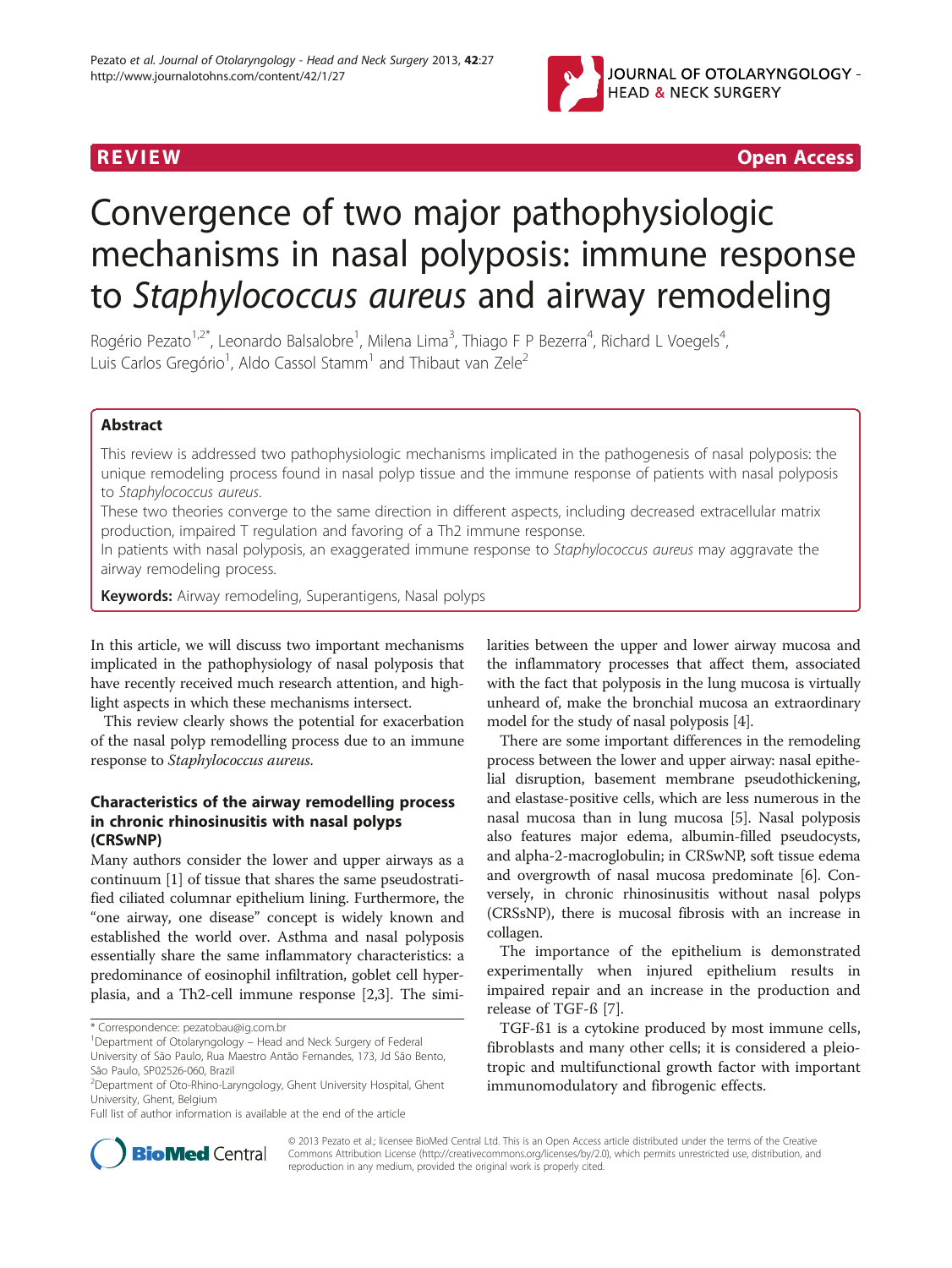REVIEW Open Access

# Convergence of two major pathophysiologic mechanisms in nasal polyposis: immune response to *Staphylococcus aureus* and airway remodeling

Rogério Pezato[1,2*], Leonardo Balsalobre[1], Milena Lima[3], Thiago F P Bezerra[4], Richard L Voegels[4], Luis Carlos Gregório[1], Aldo Cassol Stamm[1] and Thibaut van Zele[2]

## Abstract

This review is addressed two pathophysiologic mechanisms implicated in the pathogenesis of nasal polyposis: the unique remodeling process found in nasal polyp tissue and the immune response of patients with nasal polyposis to *Staphylococcus aureus*.

These two theories converge to the same direction in different aspects, including decreased extracellular matrix production, impaired T regulation and favoring of a Th2 immune response.

In patients with nasal polyposis, an exaggerated immune response to *Staphylococcus aureus* may aggravate the airway remodeling process.

**Keywords:** Airway remodeling, Superantigens, Nasal polyps

In this article, we will discuss two important mechanisms implicated in the pathophysiology of nasal polyposis that have recently received much research attention, and highlight aspects in which these mechanisms intersect.

This review clearly shows the potential for exacerbation of the nasal polyp remodelling process due to an immune response to *Staphylococcus aureus*.

### Characteristics of the airway remodelling process in chronic rhinosinusitis with nasal polyps (CRSwNP)

Many authors consider the lower and upper airways as a continuum [1] of tissue that shares the same pseudostratified ciliated columnar epithelium lining. Furthermore, the "one airway, one disease" concept is widely known and established the world over. Asthma and nasal polyposis essentially share the same inflammatory characteristics: a predominance of eosinophil infiltration, goblet cell hyperplasia, and a Th2-cell immune response [2,3]. The similarities between the upper and lower airway mucosa and the inflammatory processes that affect them, associated with the fact that polyposis in the lung mucosa is virtually unheard of, make the bronchial mucosa an extraordinary model for the study of nasal polyposis [4].

There are some important differences in the remodeling process between the lower and upper airway: nasal epithelial disruption, basement membrane pseudothickening, and elastase-positive cells, which are less numerous in the nasal mucosa than in lung mucosa [5]. Nasal polyposis also features major edema, albumin-filled pseudocysts, and alpha-2-macroglobulin; in CRSwNP, soft tissue edema and overgrowth of nasal mucosa predominate [6]. Conversely, in chronic rhinosinusitis without nasal polyps (CRSsNP), there is mucosal fibrosis with an increase in collagen.

The importance of the epithelium is demonstrated experimentally when injured epithelium results in impaired repair and an increase in the production and release of TGF-ß [7].

TGF-ß1 is a cytokine produced by most immune cells, fibroblasts and many other cells; it is considered a pleiotropic and multifunctional growth factor with important immunomodulatory and fibrogenic effects.

\* Correspondence: pezatobau@ig.com.br
[1]Department of Otolaryngology – Head and Neck Surgery of Federal University of São Paulo, Rua Maestro Antão Fernandes, 173, Jd São Bento, São Paulo, SP02526-060, Brazil
[2]Department of Oto-Rhino-Laryngology, Ghent University Hospital, Ghent University, Ghent, Belgium
Full list of author information is available at the end of the article

© 2013 Pezato et al.; licensee BioMed Central Ltd. This is an Open Access article distributed under the terms of the Creative Commons Attribution License (http://creativecommons.org/licenses/by/2.0), which permits unrestricted use, distribution, and reproduction in any medium, provided the original work is properly cited.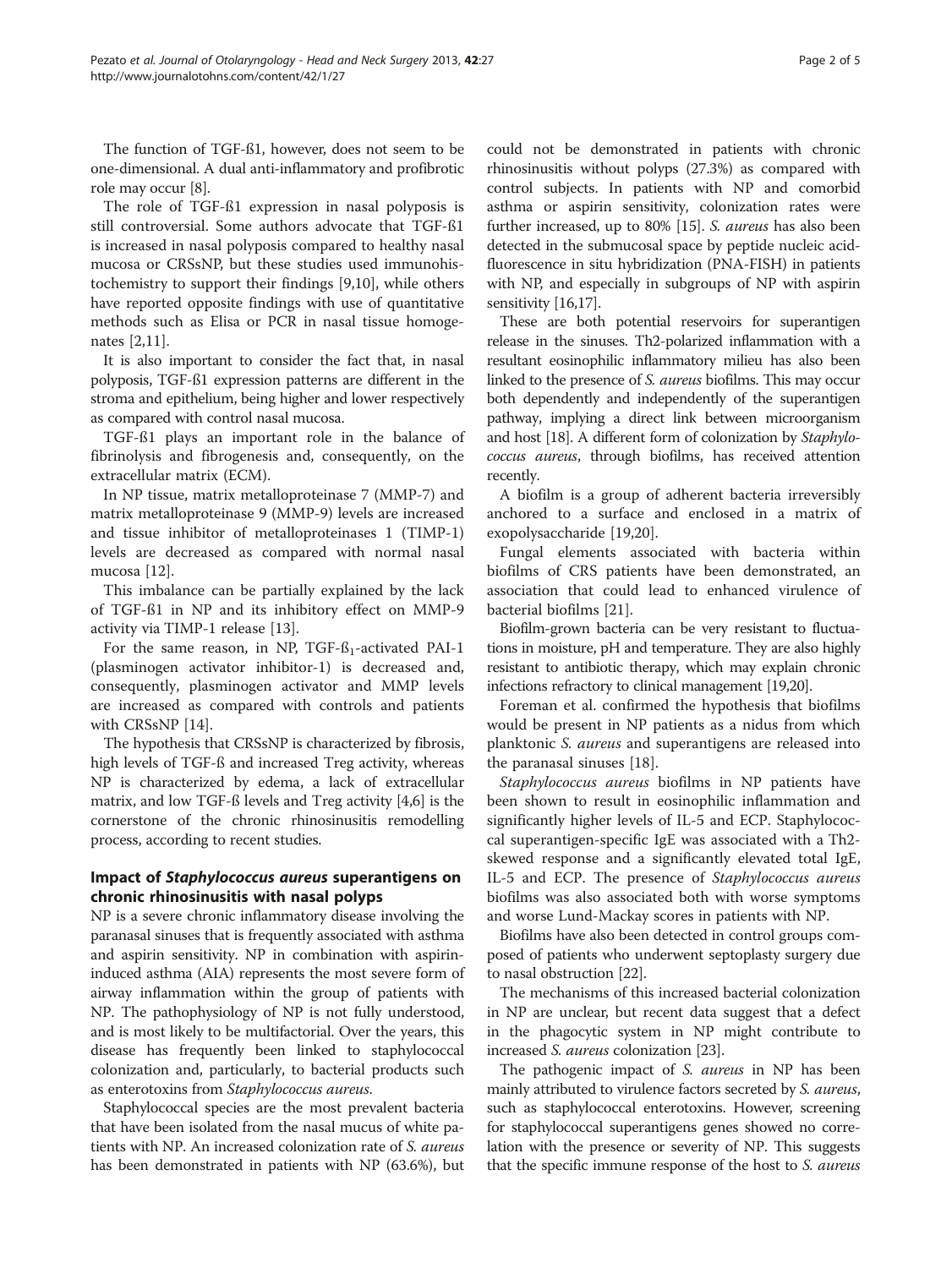The function of TGF-ß1, however, does not seem to be one-dimensional. A dual anti-inflammatory and profibrotic role may occur [8].

The role of TGF-ß1 expression in nasal polyposis is still controversial. Some authors advocate that TGF-ß1 is increased in nasal polyposis compared to healthy nasal mucosa or CRSsNP, but these studies used immunohistochemistry to support their findings [9,10], while others have reported opposite findings with use of quantitative methods such as Elisa or PCR in nasal tissue homogenates [2,11].

It is also important to consider the fact that, in nasal polyposis, TGF-ß1 expression patterns are different in the stroma and epithelium, being higher and lower respectively as compared with control nasal mucosa.

TGF-ß1 plays an important role in the balance of fibrinolysis and fibrogenesis and, consequently, on the extracellular matrix (ECM).

In NP tissue, matrix metalloproteinase 7 (MMP-7) and matrix metalloproteinase 9 (MMP-9) levels are increased and tissue inhibitor of metalloproteinases 1 (TIMP-1) levels are decreased as compared with normal nasal mucosa [12].

This imbalance can be partially explained by the lack of TGF-ß1 in NP and its inhibitory effect on MMP-9 activity via TIMP-1 release [13].

For the same reason, in NP, TGF-$ß_1$-activated PAI-1 (plasminogen activator inhibitor-1) is decreased and, consequently, plasminogen activator and MMP levels are increased as compared with controls and patients with CRSsNP [14].

The hypothesis that CRSsNP is characterized by fibrosis, high levels of TGF-ß and increased Treg activity, whereas NP is characterized by edema, a lack of extracellular matrix, and low TGF-ß levels and Treg activity [4,6] is the cornerstone of the chronic rhinosinusitis remodelling process, according to recent studies.

## Impact of *Staphylococcus aureus* superantigens on chronic rhinosinusitis with nasal polyps

NP is a severe chronic inflammatory disease involving the paranasal sinuses that is frequently associated with asthma and aspirin sensitivity. NP in combination with aspirin-induced asthma (AIA) represents the most severe form of airway inflammation within the group of patients with NP. The pathophysiology of NP is not fully understood, and is most likely to be multifactorial. Over the years, this disease has frequently been linked to staphylococcal colonization and, particularly, to bacterial products such as enterotoxins from *Staphylococcus aureus*.

Staphylococcal species are the most prevalent bacteria that have been isolated from the nasal mucus of white patients with NP. An increased colonization rate of *S. aureus* has been demonstrated in patients with NP (63.6%), but could not be demonstrated in patients with chronic rhinosinusitis without polyps (27.3%) as compared with control subjects. In patients with NP and comorbid asthma or aspirin sensitivity, colonization rates were further increased, up to 80% [15]. *S. aureus* has also been detected in the submucosal space by peptide nucleic acid-fluorescence in situ hybridization (PNA-FISH) in patients with NP, and especially in subgroups of NP with aspirin sensitivity [16,17].

These are both potential reservoirs for superantigen release in the sinuses. Th2-polarized inflammation with a resultant eosinophilic inflammatory milieu has also been linked to the presence of *S. aureus* biofilms. This may occur both dependently and independently of the superantigen pathway, implying a direct link between microorganism and host [18]. A different form of colonization by *Staphylococcus aureus*, through biofilms, has received attention recently.

A biofilm is a group of adherent bacteria irreversibly anchored to a surface and enclosed in a matrix of exopolysaccharide [19,20].

Fungal elements associated with bacteria within biofilms of CRS patients have been demonstrated, an association that could lead to enhanced virulence of bacterial biofilms [21].

Biofilm-grown bacteria can be very resistant to fluctuations in moisture, pH and temperature. They are also highly resistant to antibiotic therapy, which may explain chronic infections refractory to clinical management [19,20].

Foreman et al. confirmed the hypothesis that biofilms would be present in NP patients as a nidus from which planktonic *S. aureus* and superantigens are released into the paranasal sinuses [18].

*Staphylococcus aureus* biofilms in NP patients have been shown to result in eosinophilic inflammation and significantly higher levels of IL-5 and ECP. Staphylococcal superantigen-specific IgE was associated with a Th2-skewed response and a significantly elevated total IgE, IL-5 and ECP. The presence of *Staphylococcus aureus* biofilms was also associated both with worse symptoms and worse Lund-Mackay scores in patients with NP.

Biofilms have also been detected in control groups composed of patients who underwent septoplasty surgery due to nasal obstruction [22].

The mechanisms of this increased bacterial colonization in NP are unclear, but recent data suggest that a defect in the phagocytic system in NP might contribute to increased *S. aureus* colonization [23].

The pathogenic impact of *S. aureus* in NP has been mainly attributed to virulence factors secreted by *S. aureus*, such as staphylococcal enterotoxins. However, screening for staphylococcal superantigens genes showed no correlation with the presence or severity of NP. This suggests that the specific immune response of the host to *S. aureus*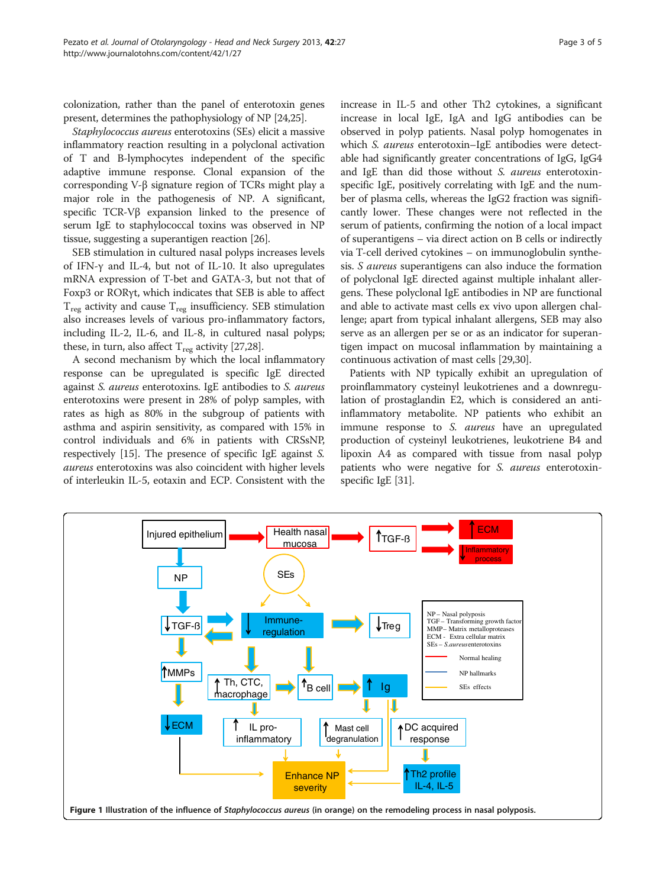colonization, rather than the panel of enterotoxin genes present, determines the pathophysiology of NP [24,25].

*Staphylococcus aureus* enterotoxins (SEs) elicit a massive inflammatory reaction resulting in a polyclonal activation of T and B-lymphocytes independent of the specific adaptive immune response. Clonal expansion of the corresponding V-β signature region of TCRs might play a major role in the pathogenesis of NP. A significant, specific TCR-Vβ expansion linked to the presence of serum IgE to staphylococcal toxins was observed in NP tissue, suggesting a superantigen reaction [26].

SEB stimulation in cultured nasal polyps increases levels of IFN-γ and IL-4, but not of IL-10. It also upregulates mRNA expression of T-bet and GATA-3, but not that of Foxp3 or RORγt, which indicates that SEB is able to affect $T_{reg}$ activity and cause $T_{reg}$ insufficiency. SEB stimulation also increases levels of various pro-inflammatory factors, including IL-2, IL-6, and IL-8, in cultured nasal polyps; these, in turn, also affect $T_{reg}$ activity [27,28].

A second mechanism by which the local inflammatory response can be upregulated is specific IgE directed against *S. aureus* enterotoxins. IgE antibodies to *S. aureus* enterotoxins were present in 28% of polyp samples, with rates as high as 80% in the subgroup of patients with asthma and aspirin sensitivity, as compared with 15% in control individuals and 6% in patients with CRSsNP, respectively [15]. The presence of specific IgE against *S. aureus* enterotoxins was also coincident with higher levels of interleukin IL-5, eotaxin and ECP. Consistent with the increase in IL-5 and other Th2 cytokines, a significant increase in local IgE, IgA and IgG antibodies can be observed in polyp patients. Nasal polyp homogenates in which *S. aureus* enterotoxin–IgE antibodies were detectable had significantly greater concentrations of IgG, IgG4 and IgE than did those without *S. aureus* enterotoxin-specific IgE, positively correlating with IgE and the number of plasma cells, whereas the IgG2 fraction was significantly lower. These changes were not reflected in the serum of patients, confirming the notion of a local impact of superantigens – via direct action on B cells or indirectly via T-cell derived cytokines – on immunoglobulin synthesis. *S aureus* superantigens can also induce the formation of polyclonal IgE directed against multiple inhalant allergens. These polyclonal IgE antibodies in NP are functional and able to activate mast cells ex vivo upon allergen challenge; apart from typical inhalant allergens, SEB may also serve as an allergen per se or as an indicator for superantigen impact on mucosal inflammation by maintaining a continuous activation of mast cells [29,30].

Patients with NP typically exhibit an upregulation of proinflammatory cysteinyl leukotrienes and a downregulation of prostaglandin E2, which is considered an anti-inflammatory metabolite. NP patients who exhibit an immune response to *S. aureus* have an upregulated production of cysteinyl leukotrienes, leukotriene B4 and lipoxin A4 as compared with tissue from nasal polyp patients who were negative for *S. aureus* enterotoxin-specific IgE [31].

**Figure 1 Illustration of the influence of *Staphylococcus aureus* (in orange) on the remodeling process in nasal polyposis.**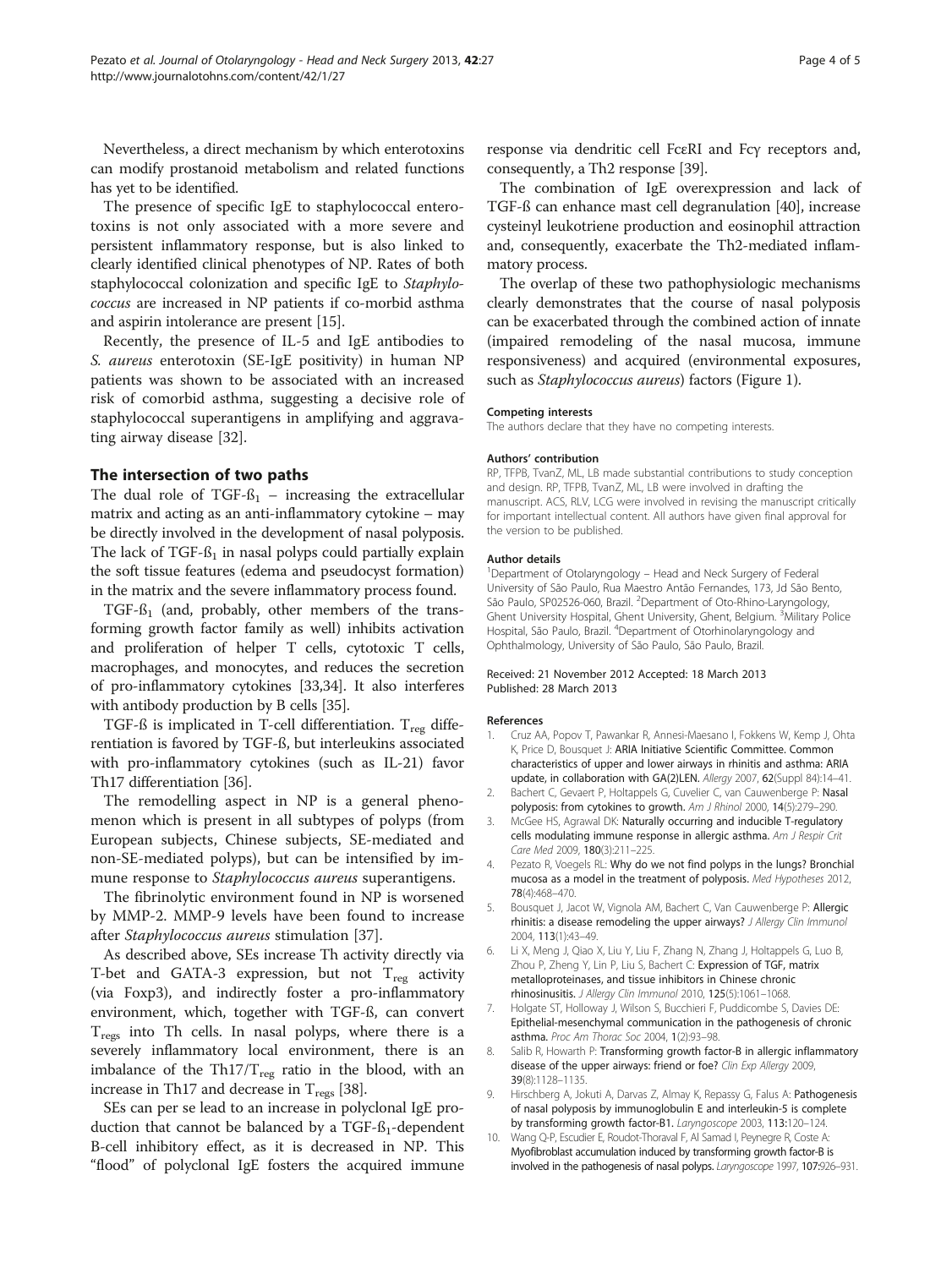Nevertheless, a direct mechanism by which enterotoxins can modify prostanoid metabolism and related functions has yet to be identified.

The presence of specific IgE to staphylococcal enterotoxins is not only associated with a more severe and persistent inflammatory response, but is also linked to clearly identified clinical phenotypes of NP. Rates of both staphylococcal colonization and specific IgE to *Staphylococcus* are increased in NP patients if co-morbid asthma and aspirin intolerance are present [15].

Recently, the presence of IL-5 and IgE antibodies to *S. aureus* enterotoxin (SE-IgE positivity) in human NP patients was shown to be associated with an increased risk of comorbid asthma, suggesting a decisive role of staphylococcal superantigens in amplifying and aggravating airway disease [32].

## The intersection of two paths

The dual role of TGF-ß$_1$ – increasing the extracellular matrix and acting as an anti-inflammatory cytokine – may be directly involved in the development of nasal polyposis. The lack of TGF-ß$_1$ in nasal polyps could partially explain the soft tissue features (edema and pseudocyst formation) in the matrix and the severe inflammatory process found.

TGF-ß$_1$ (and, probably, other members of the transforming growth factor family as well) inhibits activation and proliferation of helper T cells, cytotoxic T cells, macrophages, and monocytes, and reduces the secretion of pro-inflammatory cytokines [33,34]. It also interferes with antibody production by B cells [35].

TGF-ß is implicated in T-cell differentiation. T$_{reg}$ differentiation is favored by TGF-ß, but interleukins associated with pro-inflammatory cytokines (such as IL-21) favor Th17 differentiation [36].

The remodelling aspect in NP is a general phenomenon which is present in all subtypes of polyps (from European subjects, Chinese subjects, SE-mediated and non-SE-mediated polyps), but can be intensified by immune response to *Staphylococcus aureus* superantigens.

The fibrinolytic environment found in NP is worsened by MMP-2. MMP-9 levels have been found to increase after *Staphylococcus aureus* stimulation [37].

As described above, SEs increase Th activity directly via T-bet and GATA-3 expression, but not T$_{reg}$ activity (via Foxp3), and indirectly foster a pro-inflammatory environment, which, together with TGF-ß, can convert T$_{regs}$ into Th cells. In nasal polyps, where there is a severely inflammatory local environment, there is an imbalance of the Th17/T$_{reg}$ ratio in the blood, with an increase in Th17 and decrease in T$_{regs}$ [38].

SEs can per se lead to an increase in polyclonal IgE production that cannot be balanced by a TGF-ß$_1$-dependent B-cell inhibitory effect, as it is decreased in NP. This "flood" of polyclonal IgE fosters the acquired immune response via dendritic cell FcεRI and Fcγ receptors and, consequently, a Th2 response [39].

The combination of IgE overexpression and lack of TGF-ß can enhance mast cell degranulation [40], increase cysteinyl leukotriene production and eosinophil attraction and, consequently, exacerbate the Th2-mediated inflammatory process.

The overlap of these two pathophysiologic mechanisms clearly demonstrates that the course of nasal polyposis can be exacerbated through the combined action of innate (impaired remodeling of the nasal mucosa, immune responsiveness) and acquired (environmental exposures, such as *Staphylococcus aureus*) factors (Figure 1).

#### Competing interests

The authors declare that they have no competing interests.

#### Authors' contribution

RP, TFPB, TvanZ, ML, LB made substantial contributions to study conception and design. RP, TFPB, TvanZ, ML, LB were involved in drafting the manuscript. ACS, RLV, LCG were involved in revising the manuscript critically for important intellectual content. All authors have given final approval for the version to be published.

#### Author details

[1]Department of Otolaryngology – Head and Neck Surgery of Federal University of São Paulo, Rua Maestro Antão Fernandes, 173, Jd São Bento, São Paulo, SP02526-060, Brazil. [2]Department of Oto-Rhino-Laryngology, Ghent University Hospital, Ghent University, Ghent, Belgium. [3]Military Police Hospital, São Paulo, Brazil. [4]Department of Otorhinolaryngology and Ophthalmology, University of São Paulo, São Paulo, Brazil.

Received: 21 November 2012 Accepted: 18 March 2013
Published: 28 March 2013

#### References

1. Cruz AA, Popov T, Pawankar R, Annesi-Maesano I, Fokkens W, Kemp J, Ohta K, Price D, Bousquet J: **ARIA Initiative Scientific Committee. Common characteristics of upper and lower airways in rhinitis and asthma: ARIA update, in collaboration with GA(2)LEN.** *Allergy* 2007, **62**(Suppl 84):14–41.
2. Bachert C, Gevaert P, Holtappels G, Cuvelier C, van Cauwenberge P: **Nasal polyposis: from cytokines to growth.** *Am J Rhinol* 2000, **14**(5):279–290.
3. McGee HS, Agrawal DK: **Naturally occurring and inducible T-regulatory cells modulating immune response in allergic asthma.** *Am J Respir Crit Care Med* 2009, **180**(3):211–225.
4. Pezato R, Voegels RL: **Why do we not find polyps in the lungs? Bronchial mucosa as a model in the treatment of polyposis.** *Med Hypotheses* 2012, **78**(4):468–470.
5. Bousquet J, Jacot W, Vignola AM, Bachert C, Van Cauwenberge P: **Allergic rhinitis: a disease remodeling the upper airways?** *J Allergy Clin Immunol* 2004, **113**(1):43–49.
6. Li X, Meng J, Qiao X, Liu Y, Liu F, Zhang N, Zhang J, Holtappels G, Luo B, Zhou P, Zheng Y, Lin P, Liu S, Bachert C: **Expression of TGF, matrix metalloproteinases, and tissue inhibitors in Chinese chronic rhinosinusitis.** *J Allergy Clin Immunol* 2010, **125**(5):1061–1068.
7. Holgate ST, Holloway J, Wilson S, Bucchieri F, Puddicombe S, Davies DE: **Epithelial-mesenchymal communication in the pathogenesis of chronic asthma.** *Proc Am Thorac Soc* 2004, **1**(2):93–98.
8. Salib R, Howarth P: **Transforming growth factor-B in allergic inflammatory disease of the upper airways: friend or foe?** *Clin Exp Allergy* 2009, **39**(8):1128–1135.
9. Hirschberg A, Jokuti A, Darvas Z, Almay K, Repassy G, Falus A: **Pathogenesis of nasal polyposis by immunoglobulin E and interleukin-5 is complete by transforming growth factor-B1.** *Laryngoscope* 2003, **113**:120–124.
10. Wang Q-P, Escudier E, Roudot-Thoraval F, Al Samad I, Peynegre R, Coste A: **Myofibroblast accumulation induced by transforming growth factor-B is involved in the pathogenesis of nasal polyps.** *Laryngoscope* 1997, **107**:926–931.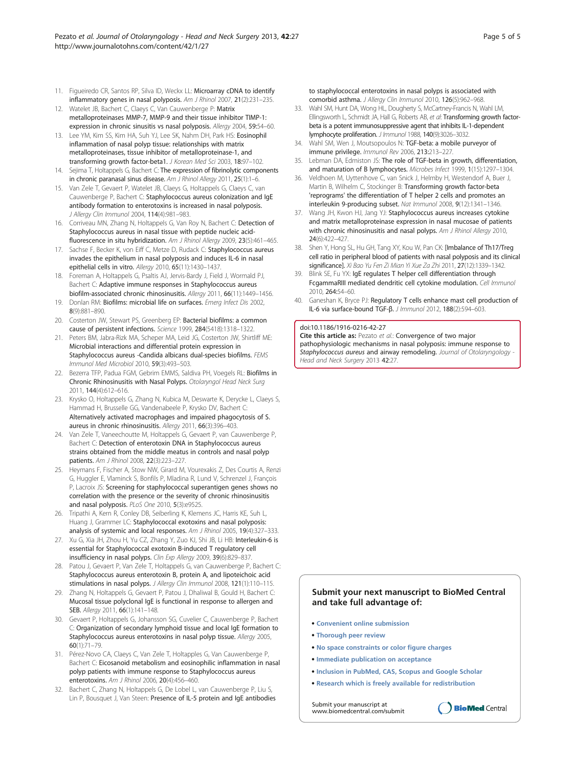11. Figueiredo CR, Santos RP, Silva ID, Weckx LL: **Microarray cDNA to identify inflammatory genes in nasal polyposis.** *Am J Rhinol* 2007, **21**(2):231–235.
12. Watelet JB, Bachert C, Claeys C, Van Cauwenberge P: **Matrix metalloproteinases MMP-7, MMP-9 and their tissue inhibitor TIMP-1: expression in chronic sinusitis vs nasal polyposis.** *Allergy* 2004, **59**:54–60.
13. Lee YM, Kim SS, Kim HA, Suh YJ, Lee SK, Nahm DH, Park HS: **Eosinophil inflammation of nasal polyp tissue: relationships with matrix metalloproteinases, tissue inhibitor of metalloproteinase-1, and transforming growth factor-beta1.** *J Korean Med Sci* 2003, **18**:97–102.
14. Sejima T, Holtappels G, Bachert C: **The expression of fibrinolytic components in chronic paranasal sinus disease.** *Am J Rhinol Allergy* 2011, **25**(1):1–6.
15. Van Zele T, Gevaert P, Watelet JB, Claeys G, Holtappels G, Claeys C, van Cauwenberge P, Bachert C: **Staphylococcus aureus colonization and IgE antibody formation to enterotoxins is increased in nasal polyposis.** *J Allergy Clin Immunol* 2004, **114**(4):981–983.
16. Corriveau MN, Zhang N, Holtappels G, Van Roy N, Bachert C: **Detection of Staphylococcus aureus in nasal tissue with peptide nucleic acid-fluorescence in situ hybridization.** *Am J Rhinol Allergy* 2009, **23**(5):461–465.
17. Sachse F, Becker K, von Eiff C, Metze D, Rudack C: **Staphylococcus aureus invades the epithelium in nasal polyposis and induces IL-6 in nasal epithelial cells in vitro.** *Allergy* 2010, **65**(11):1430–1437.
18. Foreman A, Holtappels G, Psaltis AJ, Jervis-Bardy J, Field J, Wormald PJ, Bachert C: **Adaptive immune responses in Staphylococcus aureus biofilm-associated chronic rhinosinusitis.** *Allergy* 2011, **66**(11):1449–1456.
19. Donlan RM: **Biofilms: microbial life on surfaces.** *Emerg Infect Dis* 2002, **8**(9):881–890.
20. Costerton JW, Stewart PS, Greenberg EP: **Bacterial biofilms: a common cause of persistent infections.** *Science* 1999, **284**(5418):1318–1322.
21. Peters BM, Jabra-Rizk MA, Scheper MA, Leid JG, Costerton JW, Shirtliff ME: **Microbial interactions and differential protein expression in Staphylococcus aureus -Candida albicans dual-species biofilms.** *FEMS Immunol Med Microbiol* 2010, **59**(3):493–503.
22. Bezerra TFP, Padua FGM, Gebrim EMMS, Saldiva PH, Voegels RL: **Biofilms in Chronic Rhinosinusitis with Nasal Polyps.** *Otolaryngol Head Neck Surg* 2011, **144**(4):612–616.
23. Krysko O, Holtappels G, Zhang N, Kubica M, Deswarte K, Derycke L, Claeys S, Hammad H, Brusselle GG, Vandenabeele P, Krysko DV, Bachert C: **Alternatively activated macrophages and impaired phagocytosis of S. aureus in chronic rhinosinusitis.** *Allergy* 2011, **66**(3):396–403.
24. Van Zele T, Vaneechoutte M, Holtappels G, Gevaert P, van Cauwenberge P, Bachert C: **Detection of enterotoxin DNA in Staphylococcus aureus strains obtained from the middle meatus in controls and nasal polyp patients.** *Am J Rhinol* 2008, **22**(3):223–227.
25. Heymans F, Fischer A, Stow NW, Girard M, Vourexakis Z, Des Courtis A, Renzi G, Huggler E, Vlaminck S, Bonfils P, Mladina R, Lund V, Schrenzel J, François P, Lacroix JS: **Screening for staphylococcal superantigen genes shows no correlation with the presence or the severity of chronic rhinosinusitis and nasal polyposis.** *PLoS One* 2010, **5**(3):e9525.
26. Tripathi A, Kern R, Conley DB, Seiberling K, Klemens JC, Harris KE, Suh L, Huang J, Grammer LC: **Staphylococcal exotoxins and nasal polyposis: analysis of systemic and local responses.** *Am J Rhinol* 2005, **19**(4):327–333.
27. Xu G, Xia JH, Zhou H, Yu CZ, Zhang Y, Zuo KJ, Shi JB, Li HB: **Interleukin-6 is essential for Staphylococcal exotoxin B-induced T regulatory cell insufficiency in nasal polyps.** *Clin Exp Allergy* 2009, **39**(6):829–837.
28. Patou J, Gevaert P, Van Zele T, Holtappels G, van Cauwenberge P, Bachert C: **Staphylococcus aureus enterotoxin B, protein A, and lipoteichoic acid stimulations in nasal polyps.** *J Allergy Clin Immunol* 2008, **121**(1):110–115.
29. Zhang N, Holtappels G, Gevaert P, Patou J, Dhaliwal B, Gould H, Bachert C: **Mucosal tissue polyclonal IgE is functional in response to allergen and SEB.** *Allergy* 2011, **66**(1):141–148.
30. Gevaert P, Holtappels G, Johansson SG, Cuvelier C, Cauwenberge P, Bachert C: **Organization of secondary lymphoid tissue and local IgE formation to Staphylococcus aureus enterotoxins in nasal polyp tissue.** *Allergy* 2005, **60**(1):71–79.
31. Pérez-Novo CA, Claeys C, Van Zele T, Holtapples G, Van Cauwenberge P, Bachert C: **Eicosanoid metabolism and eosinophilic inflammation in nasal polyp patients with immune response to Staphylococcus aureus enterotoxins.** *Am J Rhinol* 2006, **20**(4):456–460.
32. Bachert C, Zhang N, Holtappels G, De Lobel L, van Cauwenberge P, Liu S, Lin P, Bousquet J, Van Steen: **Presence of IL-5 protein and IgE antibodies to staphylococcal enterotoxins in nasal polyps is associated with comorbid asthma.** *J Allergy Clin Immunol* 2010, **126**(5):962–968.
33. Wahl SM, Hunt DA, Wong HL, Dougherty S, McCartney-Francis N, Wahl LM, Ellingsworth L, Schmidt JA, Hall G, Roberts AB, *et al*: **Transforming growth factor-beta is a potent immunosuppressive agent that inhibits IL-1-dependent lymphocyte proliferation.** *J Immunol* 1988, **140**(9):3026–3032.
34. Wahl SM, Wen J, Moutsopoulos N: **TGF-beta: a mobile purveyor of immune privilege.** *Immunol Rev* 2006, **213**:213–227.
35. Lebman DA, Edmiston JS: **The role of TGF-beta in growth, differentiation, and maturation of B lymphocytes.** *Microbes Infect* 1999, **1**(15):1297–1304.
36. Veldhoen M, Uyttenhove C, van Snick J, Helmby H, Westendorf A, Buer J, Martin B, Wilhelm C, Stockinger B: **Transforming growth factor-beta 'reprograms' the differentiation of T helper 2 cells and promotes an interleukin 9-producing subset.** *Nat Immunol* 2008, **9**(12):1341–1346.
37. Wang JH, Kwon HJ, Jang YJ: **Staphylococcus aureus increases cytokine and matrix metalloproteinase expression in nasal mucosae of patients with chronic rhinosinusitis and nasal polyps.** *Am J Rhinol Allergy* 2010, **24**(6):422–427.
38. Shen Y, Hong SL, Hu GH, Tang XY, Kou W, Pan CK: **[Imbalance of Th17/Treg cell ratio in peripheral blood of patients with nasal polyposis and its clinical significance].** *Xi Bao Yu Fen Zi Mian Yi Xue Za Zhi* 2011, **27**(12):1339–1342.
39. Blink SE, Fu YX: **IgE regulates T helper cell differentiation through FcgammaRIII mediated dendritic cell cytokine modulation.** *Cell Immunol* 2010, **264**:54–60.
40. Ganeshan K, Bryce PJ: **Regulatory T cells enhance mast cell production of IL-6 via surface-bound TGF-β.** *J Immunol* 2012, **188**(2):594–603.

doi:10.1186/1916-0216-42-27

**Cite this article as:** Pezato *et al.*: Convergence of two major pathophysiologic mechanisms in nasal polyposis: immune response to *Staphylococcus aureus* and airway remodeling. *Journal of Otolaryngology - Head and Neck Surgery* 2013 **42**:27.

**Submit your next manuscript to BioMed Central and take full advantage of:**

- **Convenient online submission**
- **Thorough peer review**
- **No space constraints or color figure charges**
- **Immediate publication on acceptance**
- **Inclusion in PubMed, CAS, Scopus and Google Scholar**
- **Research which is freely available for redistribution**

Submit your manuscript at www.biomedcentral.com/submit

BioMed Central